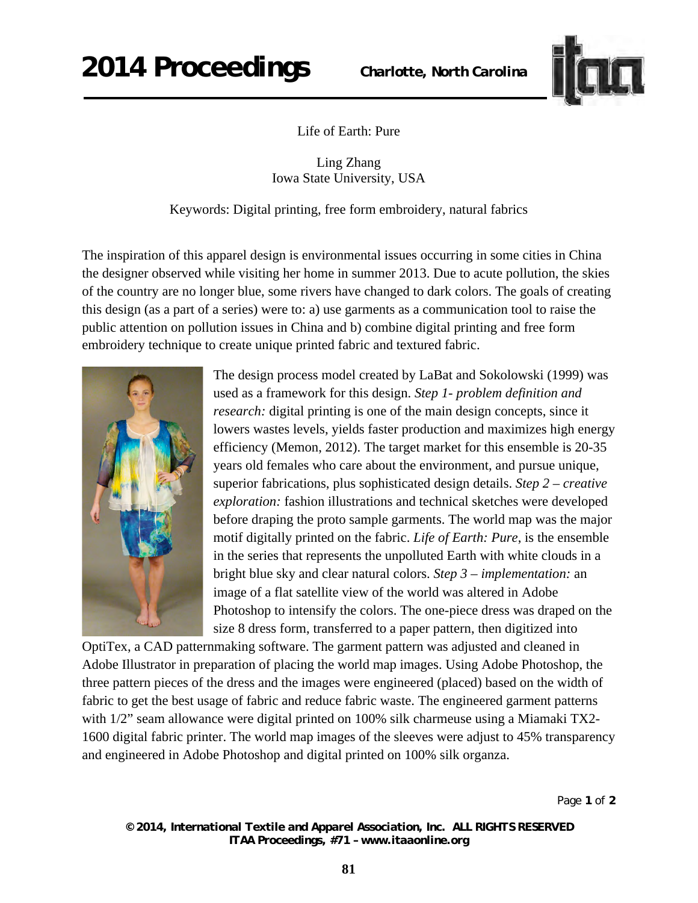# Life of Earth: Pure

Ling Zhang
Iowa State University, USA

Keywords: Digital printing, free form embroidery, natural fabrics

The inspiration of this apparel design is environmental issues occurring in some cities in China the designer observed while visiting her home in summer 2013. Due to acute pollution, the skies of the country are no longer blue, some rivers have changed to dark colors. The goals of creating this design (as a part of a series) were to: a) use garments as a communication tool to raise the public attention on pollution issues in China and b) combine digital printing and free form embroidery technique to create unique printed fabric and textured fabric.

The design process model created by LaBat and Sokolowski (1999) was used as a framework for this design. *Step 1- problem definition and research:* digital printing is one of the main design concepts, since it lowers wastes levels, yields faster production and maximizes high energy efficiency (Memon, 2012). The target market for this ensemble is 20-35 years old females who care about the environment, and pursue unique, superior fabrications, plus sophisticated design details. *Step 2 – creative exploration:* fashion illustrations and technical sketches were developed before draping the proto sample garments. The world map was the major motif digitally printed on the fabric. *Life of Earth: Pure*, is the ensemble in the series that represents the unpolluted Earth with white clouds in a bright blue sky and clear natural colors. *Step 3 – implementation:* an image of a flat satellite view of the world was altered in Adobe Photoshop to intensify the colors. The one-piece dress was draped on the size 8 dress form, transferred to a paper pattern, then digitized into OptiTex, a CAD patternmaking software. The garment pattern was adjusted and cleaned in Adobe Illustrator in preparation of placing the world map images. Using Adobe Photoshop, the three pattern pieces of the dress and the images were engineered (placed) based on the width of fabric to get the best usage of fabric and reduce fabric waste. The engineered garment patterns with 1/2" seam allowance were digital printed on 100% silk charmeuse using a Miamaki TX2-1600 digital fabric printer. The world map images of the sleeves were adjust to 45% transparency and engineered in Adobe Photoshop and digital printed on 100% silk organza.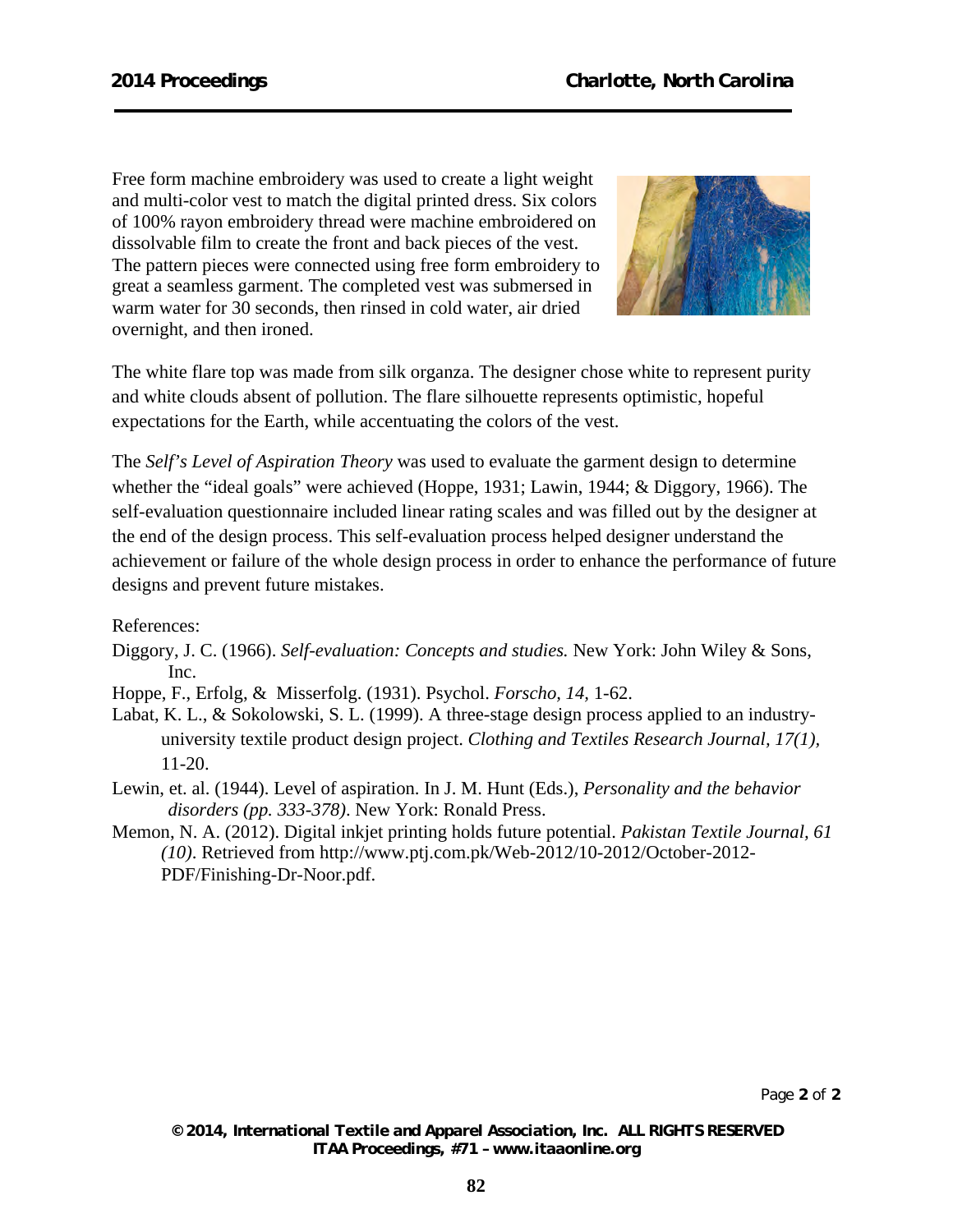Free form machine embroidery was used to create a light weight and multi-color vest to match the digital printed dress. Six colors of 100% rayon embroidery thread were machine embroidered on dissolvable film to create the front and back pieces of the vest. The pattern pieces were connected using free form embroidery to great a seamless garment. The completed vest was submersed in warm water for 30 seconds, then rinsed in cold water, air dried overnight, and then ironed.

The white flare top was made from silk organza. The designer chose white to represent purity and white clouds absent of pollution. The flare silhouette represents optimistic, hopeful expectations for the Earth, while accentuating the colors of the vest.

The *Self's Level of Aspiration Theory* was used to evaluate the garment design to determine whether the "ideal goals" were achieved (Hoppe, 1931; Lawin, 1944; & Diggory, 1966). The self-evaluation questionnaire included linear rating scales and was filled out by the designer at the end of the design process. This self-evaluation process helped designer understand the achievement or failure of the whole design process in order to enhance the performance of future designs and prevent future mistakes.

References:

Diggory, J. C. (1966). *Self-evaluation: Concepts and studies.* New York: John Wiley & Sons, Inc.

Hoppe, F., Erfolg, & Misserfolg. (1931). Psychol. *Forscho, 14,* 1-62.

Labat, K. L., & Sokolowski, S. L. (1999). A three-stage design process applied to an industry-university textile product design project. *Clothing and Textiles Research Journal, 17(1),* 11-20.

Lewin, et. al. (1944). Level of aspiration. In J. M. Hunt (Eds.), *Personality and the behavior disorders (pp. 333-378).* New York: Ronald Press.

Memon, N. A. (2012). Digital inkjet printing holds future potential. *Pakistan Textile Journal, 61 (10).* Retrieved from http://www.ptj.com.pk/Web-2012/10-2012/October-2012-PDF/Finishing-Dr-Noor.pdf.

**© 2014, International Textile and Apparel Association, Inc. ALL RIGHTS RESERVED**
**ITAA Proceedings, #71 – www.itaaonline.org**